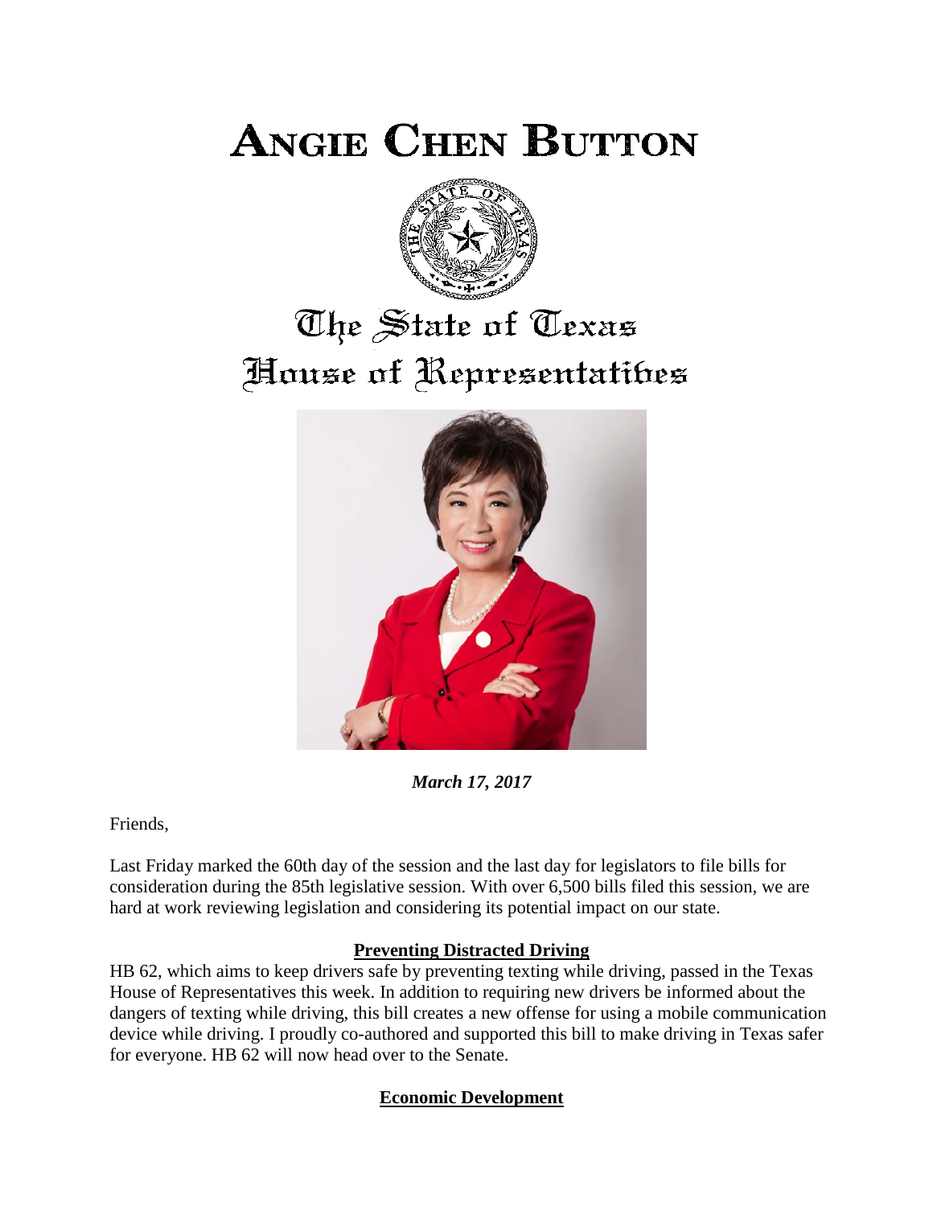# ANGIE CHEN BUTTON

## The State of Texas
## House of Representatives

***March 17, 2017***

Friends,

Last Friday marked the 60th day of the session and the last day for legislators to file bills for consideration during the 85th legislative session. With over 6,500 bills filed this session, we are hard at work reviewing legislation and considering its potential impact on our state.

### Preventing Distracted Driving

HB 62, which aims to keep drivers safe by preventing texting while driving, passed in the Texas House of Representatives this week. In addition to requiring new drivers be informed about the dangers of texting while driving, this bill creates a new offense for using a mobile communication device while driving. I proudly co-authored and supported this bill to make driving in Texas safer for everyone. HB 62 will now head over to the Senate.

### Economic Development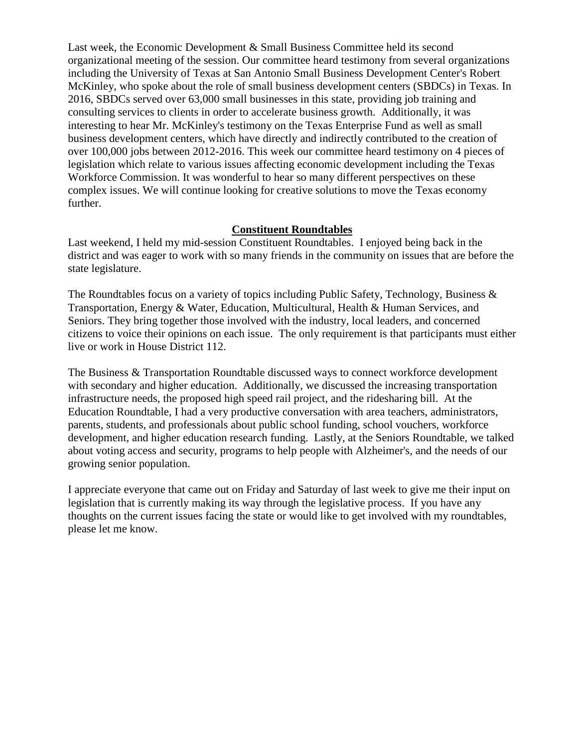Last week, the Economic Development & Small Business Committee held its second organizational meeting of the session. Our committee heard testimony from several organizations including the University of Texas at San Antonio Small Business Development Center's Robert McKinley, who spoke about the role of small business development centers (SBDCs) in Texas. In 2016, SBDCs served over 63,000 small businesses in this state, providing job training and consulting services to clients in order to accelerate business growth. Additionally, it was interesting to hear Mr. McKinley's testimony on the Texas Enterprise Fund as well as small business development centers, which have directly and indirectly contributed to the creation of over 100,000 jobs between 2012-2016. This week our committee heard testimony on 4 pieces of legislation which relate to various issues affecting economic development including the Texas Workforce Commission. It was wonderful to hear so many different perspectives on these complex issues. We will continue looking for creative solutions to move the Texas economy further.

## Constituent Roundtables

Last weekend, I held my mid-session Constituent Roundtables. I enjoyed being back in the district and was eager to work with so many friends in the community on issues that are before the state legislature.

The Roundtables focus on a variety of topics including Public Safety, Technology, Business & Transportation, Energy & Water, Education, Multicultural, Health & Human Services, and Seniors. They bring together those involved with the industry, local leaders, and concerned citizens to voice their opinions on each issue. The only requirement is that participants must either live or work in House District 112.

The Business & Transportation Roundtable discussed ways to connect workforce development with secondary and higher education. Additionally, we discussed the increasing transportation infrastructure needs, the proposed high speed rail project, and the ridesharing bill. At the Education Roundtable, I had a very productive conversation with area teachers, administrators, parents, students, and professionals about public school funding, school vouchers, workforce development, and higher education research funding. Lastly, at the Seniors Roundtable, we talked about voting access and security, programs to help people with Alzheimer's, and the needs of our growing senior population.

I appreciate everyone that came out on Friday and Saturday of last week to give me their input on legislation that is currently making its way through the legislative process. If you have any thoughts on the current issues facing the state or would like to get involved with my roundtables, please let me know.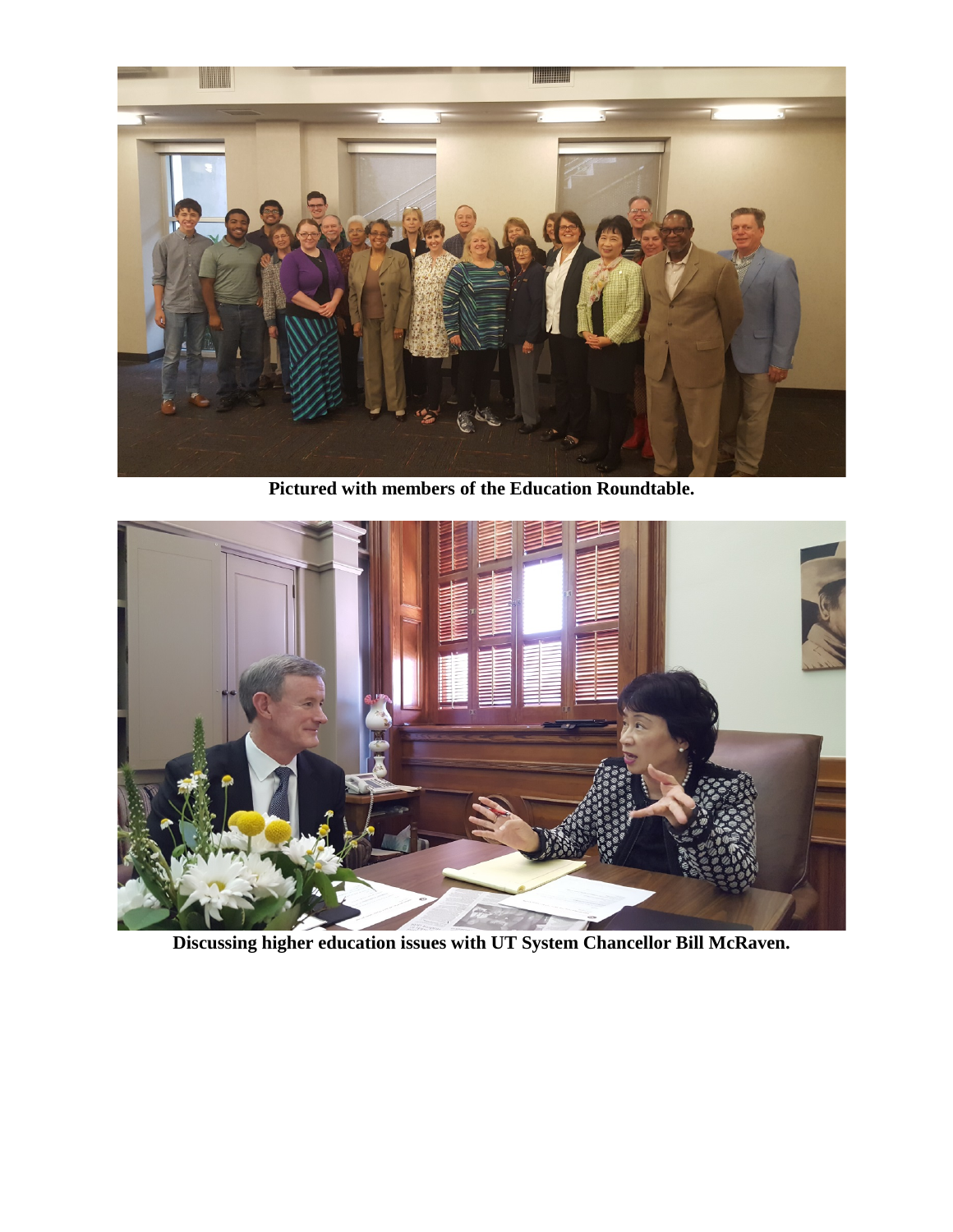**Pictured with members of the Education Roundtable.**

**Discussing higher education issues with UT System Chancellor Bill McRaven.**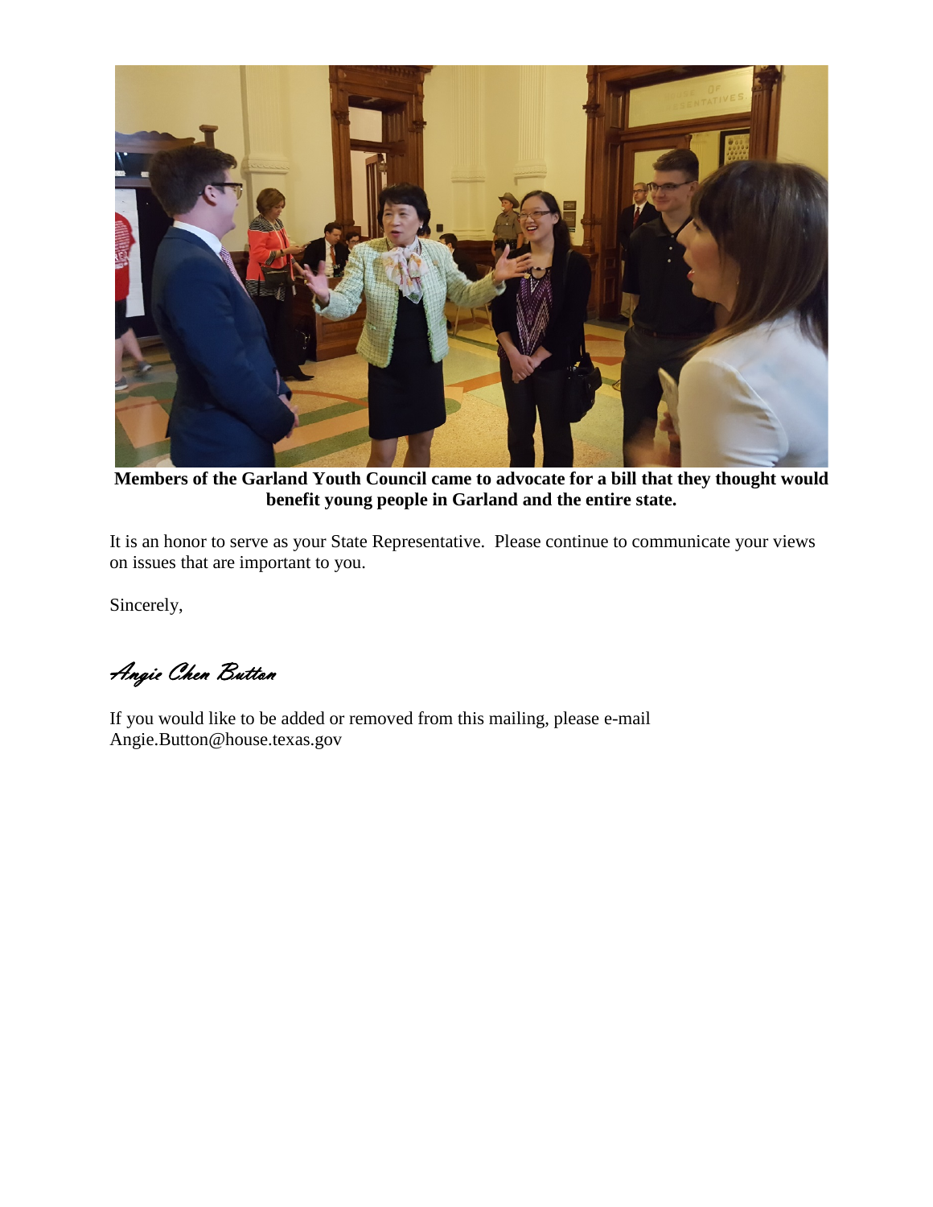**Members of the Garland Youth Council came to advocate for a bill that they thought would benefit young people in Garland and the entire state.**

It is an honor to serve as your State Representative. Please continue to communicate your views on issues that are important to you.

Sincerely,

*Angie Chen Button*

If you would like to be added or removed from this mailing, please e-mail Angie.Button@house.texas.gov